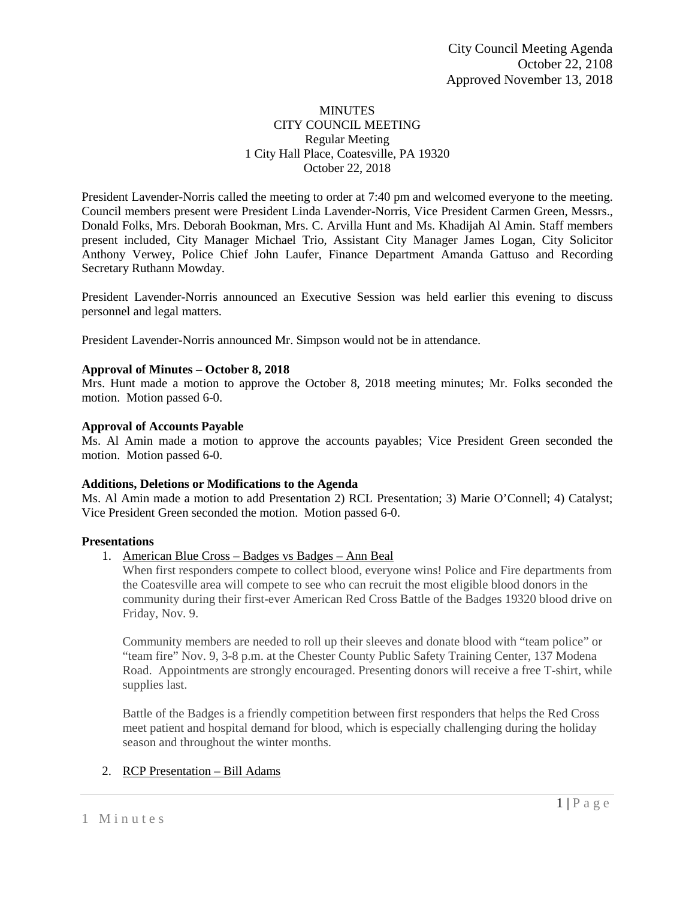City Council Meeting Agenda
October 22, 2108
Approved November 13, 2018

# MINUTES
## CITY COUNCIL MEETING
Regular Meeting
1 City Hall Place, Coatesville, PA 19320
October 22, 2018

President Lavender-Norris called the meeting to order at 7:40 pm and welcomed everyone to the meeting. Council members present were President Linda Lavender-Norris, Vice President Carmen Green, Messrs., Donald Folks, Mrs. Deborah Bookman, Mrs. C. Arvilla Hunt and Ms. Khadijah Al Amin. Staff members present included, City Manager Michael Trio, Assistant City Manager James Logan, City Solicitor Anthony Verwey, Police Chief John Laufer, Finance Department Amanda Gattuso and Recording Secretary Ruthann Mowday.

President Lavender-Norris announced an Executive Session was held earlier this evening to discuss personnel and legal matters.

President Lavender-Norris announced Mr. Simpson would not be in attendance.

**Approval of Minutes – October 8, 2018**
Mrs. Hunt made a motion to approve the October 8, 2018 meeting minutes; Mr. Folks seconded the motion. Motion passed 6-0.

**Approval of Accounts Payable**
Ms. Al Amin made a motion to approve the accounts payables; Vice President Green seconded the motion. Motion passed 6-0.

**Additions, Deletions or Modifications to the Agenda**
Ms. Al Amin made a motion to add Presentation 2) RCL Presentation; 3) Marie O'Connell; 4) Catalyst; Vice President Green seconded the motion. Motion passed 6-0.

**Presentations**

1. American Blue Cross – Badges vs Badges – Ann Beal

   When first responders compete to collect blood, everyone wins! Police and Fire departments from the Coatesville area will compete to see who can recruit the most eligible blood donors in the community during their first-ever American Red Cross Battle of the Badges 19320 blood drive on Friday, Nov. 9.

   Community members are needed to roll up their sleeves and donate blood with "team police" or "team fire" Nov. 9, 3-8 p.m. at the Chester County Public Safety Training Center, 137 Modena Road. Appointments are strongly encouraged. Presenting donors will receive a free T-shirt, while supplies last.

   Battle of the Badges is a friendly competition between first responders that helps the Red Cross meet patient and hospital demand for blood, which is especially challenging during the holiday season and throughout the winter months.

2. RCP Presentation – Bill Adams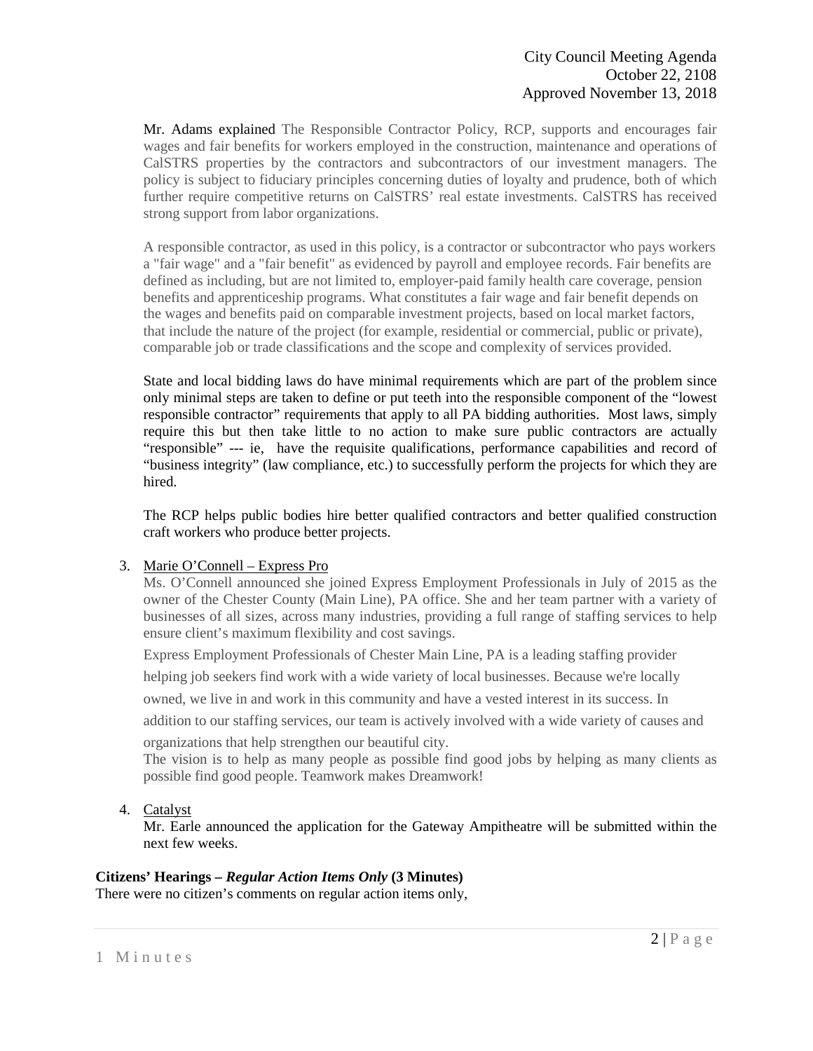Mr. Adams explained The Responsible Contractor Policy, RCP, supports and encourages fair wages and fair benefits for workers employed in the construction, maintenance and operations of CalSTRS properties by the contractors and subcontractors of our investment managers. The policy is subject to fiduciary principles concerning duties of loyalty and prudence, both of which further require competitive returns on CalSTRS' real estate investments. CalSTRS has received strong support from labor organizations.

A responsible contractor, as used in this policy, is a contractor or subcontractor who pays workers a "fair wage" and a "fair benefit" as evidenced by payroll and employee records. Fair benefits are defined as including, but are not limited to, employer-paid family health care coverage, pension benefits and apprenticeship programs. What constitutes a fair wage and fair benefit depends on the wages and benefits paid on comparable investment projects, based on local market factors, that include the nature of the project (for example, residential or commercial, public or private), comparable job or trade classifications and the scope and complexity of services provided.

State and local bidding laws do have minimal requirements which are part of the problem since only minimal steps are taken to define or put teeth into the responsible component of the "lowest responsible contractor" requirements that apply to all PA bidding authorities. Most laws, simply require this but then take little to no action to make sure public contractors are actually "responsible" --- ie, have the requisite qualifications, performance capabilities and record of "business integrity" (law compliance, etc.) to successfully perform the projects for which they are hired.

The RCP helps public bodies hire better qualified contractors and better qualified construction craft workers who produce better projects.

3. Marie O'Connell – Express Pro
   Ms. O'Connell announced she joined Express Employment Professionals in July of 2015 as the owner of the Chester County (Main Line), PA office. She and her team partner with a variety of businesses of all sizes, across many industries, providing a full range of staffing services to help ensure client's maximum flexibility and cost savings.

   Express Employment Professionals of Chester Main Line, PA is a leading staffing provider helping job seekers find work with a wide variety of local businesses. Because we're locally owned, we live in and work in this community and have a vested interest in its success. In addition to our staffing services, our team is actively involved with a wide variety of causes and organizations that help strengthen our beautiful city.
   The vision is to help as many people as possible find good jobs by helping as many clients as possible find good people. Teamwork makes Dreamwork!

4. Catalyst
   Mr. Earle announced the application for the Gateway Ampitheatre will be submitted within the next few weeks.

**Citizens' Hearings – *Regular Action Items Only* (3 Minutes)**
There were no citizen's comments on regular action items only,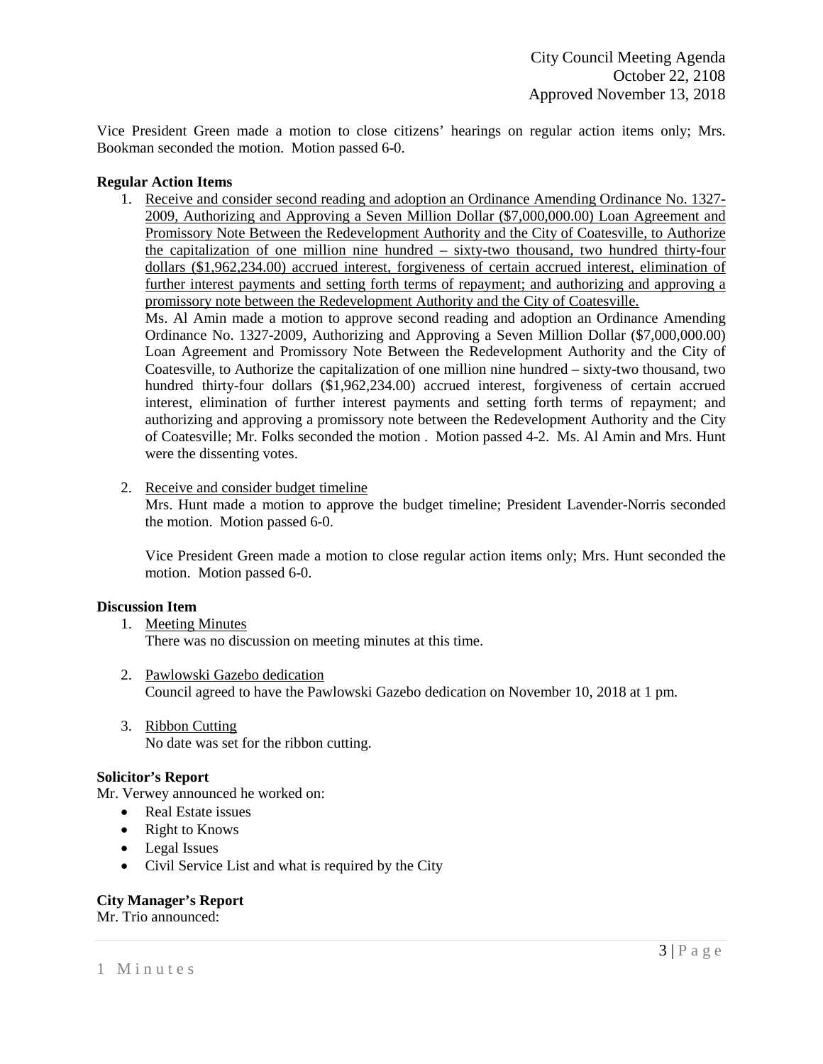Vice President Green made a motion to close citizens' hearings on regular action items only; Mrs. Bookman seconded the motion. Motion passed 6-0.

**Regular Action Items**

1. <u>Receive and consider second reading and adoption an Ordinance Amending Ordinance No. 1327-2009, Authorizing and Approving a Seven Million Dollar ($7,000,000.00) Loan Agreement and Promissory Note Between the Redevelopment Authority and the City of Coatesville, to Authorize the capitalization of one million nine hundred – sixty-two thousand, two hundred thirty-four dollars ($1,962,234.00) accrued interest, forgiveness of certain accrued interest, elimination of further interest payments and setting forth terms of repayment; and authorizing and approving a promissory note between the Redevelopment Authority and the City of Coatesville.</u>
   Ms. Al Amin made a motion to approve second reading and adoption an Ordinance Amending Ordinance No. 1327-2009, Authorizing and Approving a Seven Million Dollar ($7,000,000.00) Loan Agreement and Promissory Note Between the Redevelopment Authority and the City of Coatesville, to Authorize the capitalization of one million nine hundred – sixty-two thousand, two hundred thirty-four dollars ($1,962,234.00) accrued interest, forgiveness of certain accrued interest, elimination of further interest payments and setting forth terms of repayment; and authorizing and approving a promissory note between the Redevelopment Authority and the City of Coatesville; Mr. Folks seconded the motion . Motion passed 4-2. Ms. Al Amin and Mrs. Hunt were the dissenting votes.

2. <u>Receive and consider budget timeline</u>
   Mrs. Hunt made a motion to approve the budget timeline; President Lavender-Norris seconded the motion. Motion passed 6-0.

   Vice President Green made a motion to close regular action items only; Mrs. Hunt seconded the motion. Motion passed 6-0.

**Discussion Item**

1. <u>Meeting Minutes</u>
   There was no discussion on meeting minutes at this time.

2. <u>Pawlowski Gazebo dedication</u>
   Council agreed to have the Pawlowski Gazebo dedication on November 10, 2018 at 1 pm.

3. <u>Ribbon Cutting</u>
   No date was set for the ribbon cutting.

**Solicitor's Report**

Mr. Verwey announced he worked on:

- Real Estate issues
- Right to Knows
- Legal Issues
- Civil Service List and what is required by the City

**City Manager's Report**

Mr. Trio announced: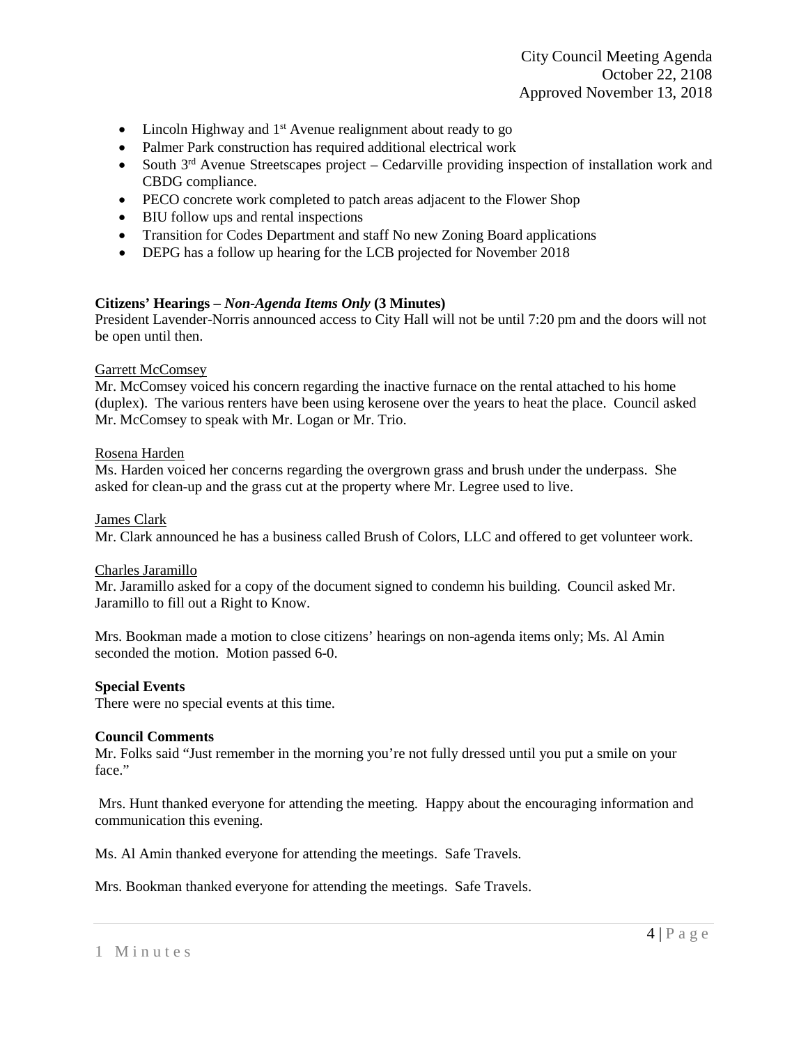- Lincoln Highway and 1st Avenue realignment about ready to go
- Palmer Park construction has required additional electrical work
- South 3rd Avenue Streetscapes project – Cedarville providing inspection of installation work and CBDG compliance.
- PECO concrete work completed to patch areas adjacent to the Flower Shop
- BIU follow ups and rental inspections
- Transition for Codes Department and staff No new Zoning Board applications
- DEPG has a follow up hearing for the LCB projected for November 2018

**Citizens' Hearings – *Non-Agenda Items Only* (3 Minutes)**
President Lavender-Norris announced access to City Hall will not be until 7:20 pm and the doors will not be open until then.

Garrett McComsey
Mr. McComsey voiced his concern regarding the inactive furnace on the rental attached to his home (duplex). The various renters have been using kerosene over the years to heat the place. Council asked Mr. McComsey to speak with Mr. Logan or Mr. Trio.

Rosena Harden
Ms. Harden voiced her concerns regarding the overgrown grass and brush under the underpass. She asked for clean-up and the grass cut at the property where Mr. Legree used to live.

James Clark
Mr. Clark announced he has a business called Brush of Colors, LLC and offered to get volunteer work.

Charles Jaramillo
Mr. Jaramillo asked for a copy of the document signed to condemn his building. Council asked Mr. Jaramillo to fill out a Right to Know.

Mrs. Bookman made a motion to close citizens' hearings on non-agenda items only; Ms. Al Amin seconded the motion. Motion passed 6-0.

**Special Events**
There were no special events at this time.

**Council Comments**
Mr. Folks said "Just remember in the morning you're not fully dressed until you put a smile on your face."

Mrs. Hunt thanked everyone for attending the meeting. Happy about the encouraging information and communication this evening.

Ms. Al Amin thanked everyone for attending the meetings. Safe Travels.

Mrs. Bookman thanked everyone for attending the meetings. Safe Travels.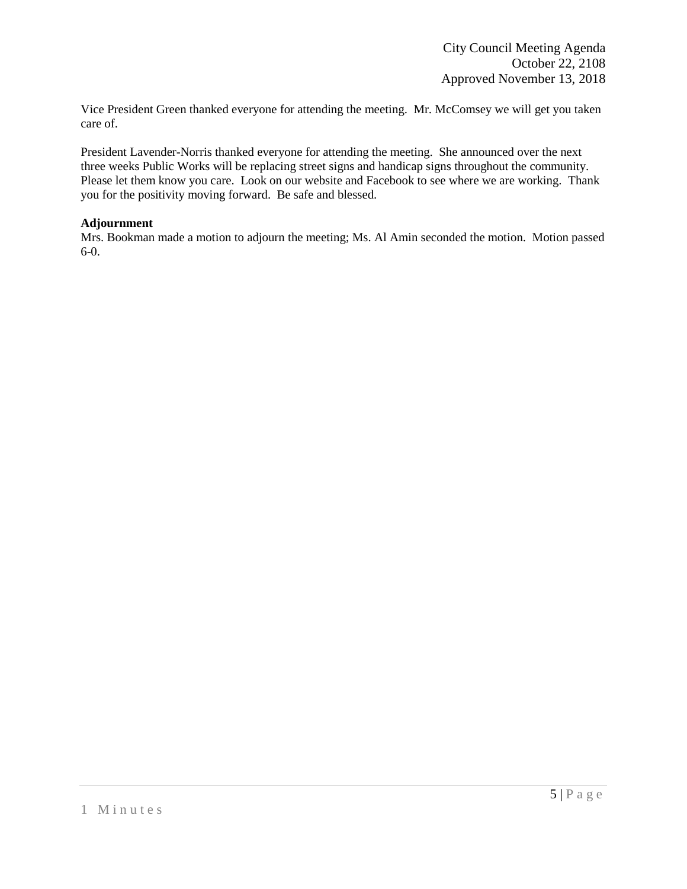Vice President Green thanked everyone for attending the meeting. Mr. McComsey we will get you taken care of.

President Lavender-Norris thanked everyone for attending the meeting. She announced over the next three weeks Public Works will be replacing street signs and handicap signs throughout the community. Please let them know you care. Look on our website and Facebook to see where we are working. Thank you for the positivity moving forward. Be safe and blessed.

**Adjournment**

Mrs. Bookman made a motion to adjourn the meeting; Ms. Al Amin seconded the motion. Motion passed 6-0.